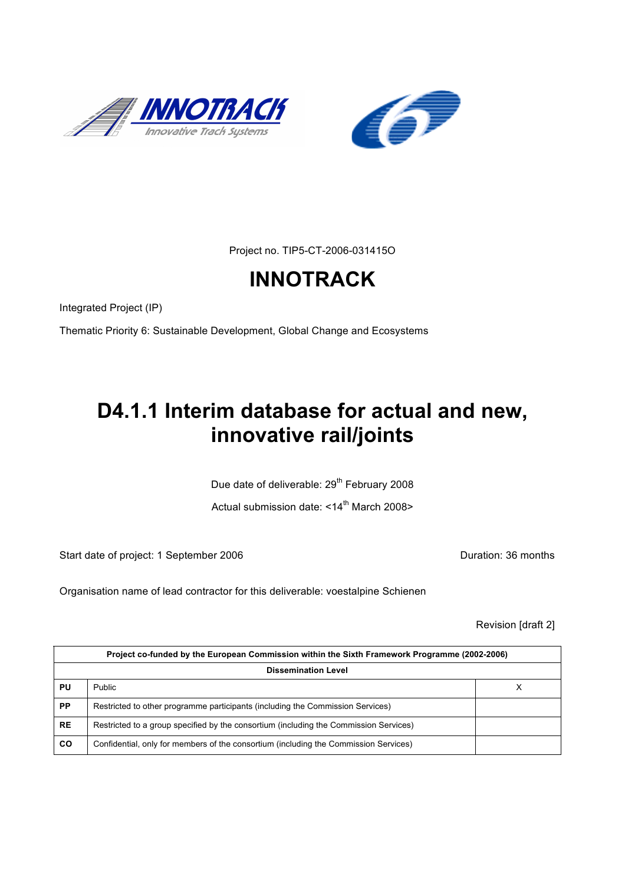Project no. TIP5-CT-2006-031415O

# INNOTRACK

Integrated Project (IP)

Thematic Priority 6: Sustainable Development, Global Change and Ecosystems

# D4.1.1 Interim database for actual and new, innovative rail/joints

Due date of deliverable: 29th February 2008

Actual submission date: <14th March 2008>

Start date of project: 1 September 2006

Duration: 36 months

Organisation name of lead contractor for this deliverable: voestalpine Schienen

Revision [draft 2]

| Project co-funded by the European Commission within the Sixth Framework Programme (2002-2006) | | |
|---|---|---|
| **Dissemination Level** | | |
| **PU** | Public | X |
| **PP** | Restricted to other programme participants (including the Commission Services) | |
| **RE** | Restricted to a group specified by the consortium (including the Commission Services) | |
| **CO** | Confidential, only for members of the consortium (including the Commission Services) | |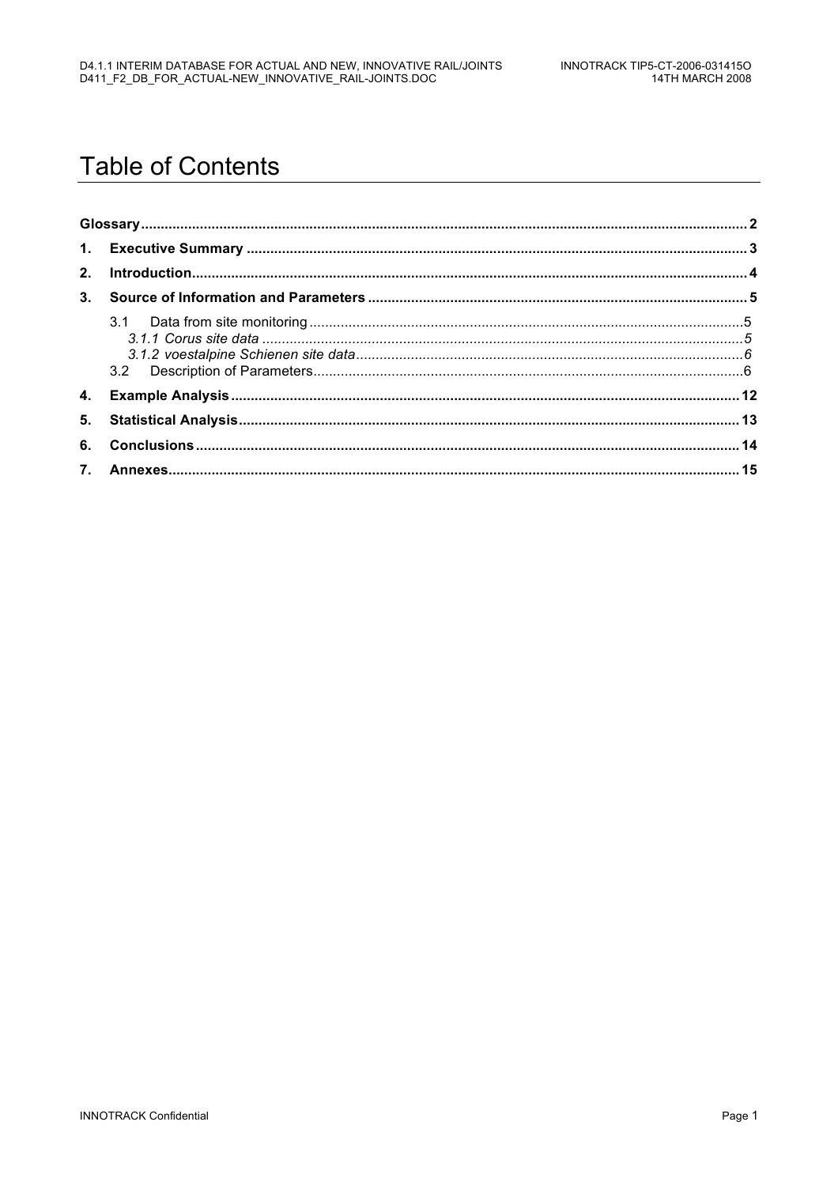# Table of Contents

| | | |
|---|---|---|
| **Glossary** | | **2** |
| **1.** | **Executive Summary** | **3** |
| **2.** | **Introduction** | **4** |
| **3.** | **Source of Information and Parameters** | **5** |
| | 3.1 Data from site monitoring | 5 |
| | *3.1.1 Corus site data* | *5* |
| | *3.1.2 voestalpine Schienen site data* | *6* |
| | 3.2 Description of Parameters | 6 |
| **4.** | **Example Analysis** | **12** |
| **5.** | **Statistical Analysis** | **13** |
| **6.** | **Conclusions** | **14** |
| **7.** | **Annexes** | **15** |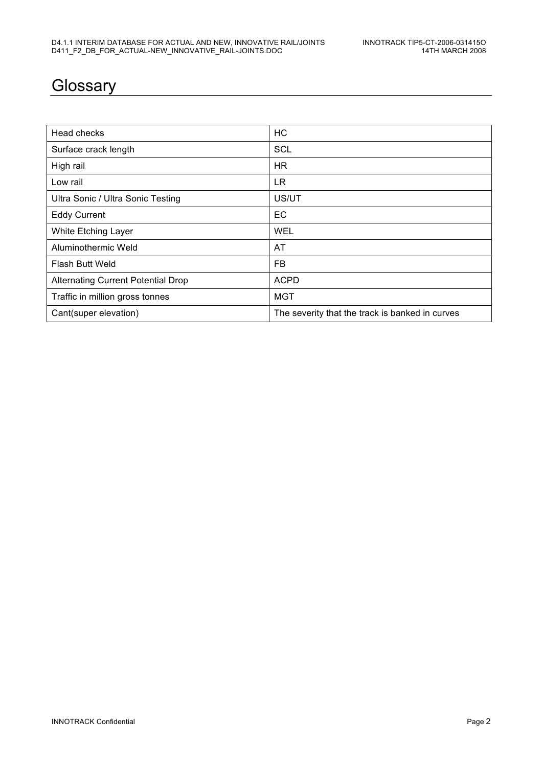# Glossary

| Head checks | HC |
|---|---|
| Surface crack length | SCL |
| High rail | HR |
| Low rail | LR |
| Ultra Sonic / Ultra Sonic Testing | US/UT |
| Eddy Current | EC |
| White Etching Layer | WEL |
| Aluminothermic Weld | AT |
| Flash Butt Weld | FB |
| Alternating Current Potential Drop | ACPD |
| Traffic in million gross tonnes | MGT |
| Cant(super elevation) | The severity that the track is banked in curves |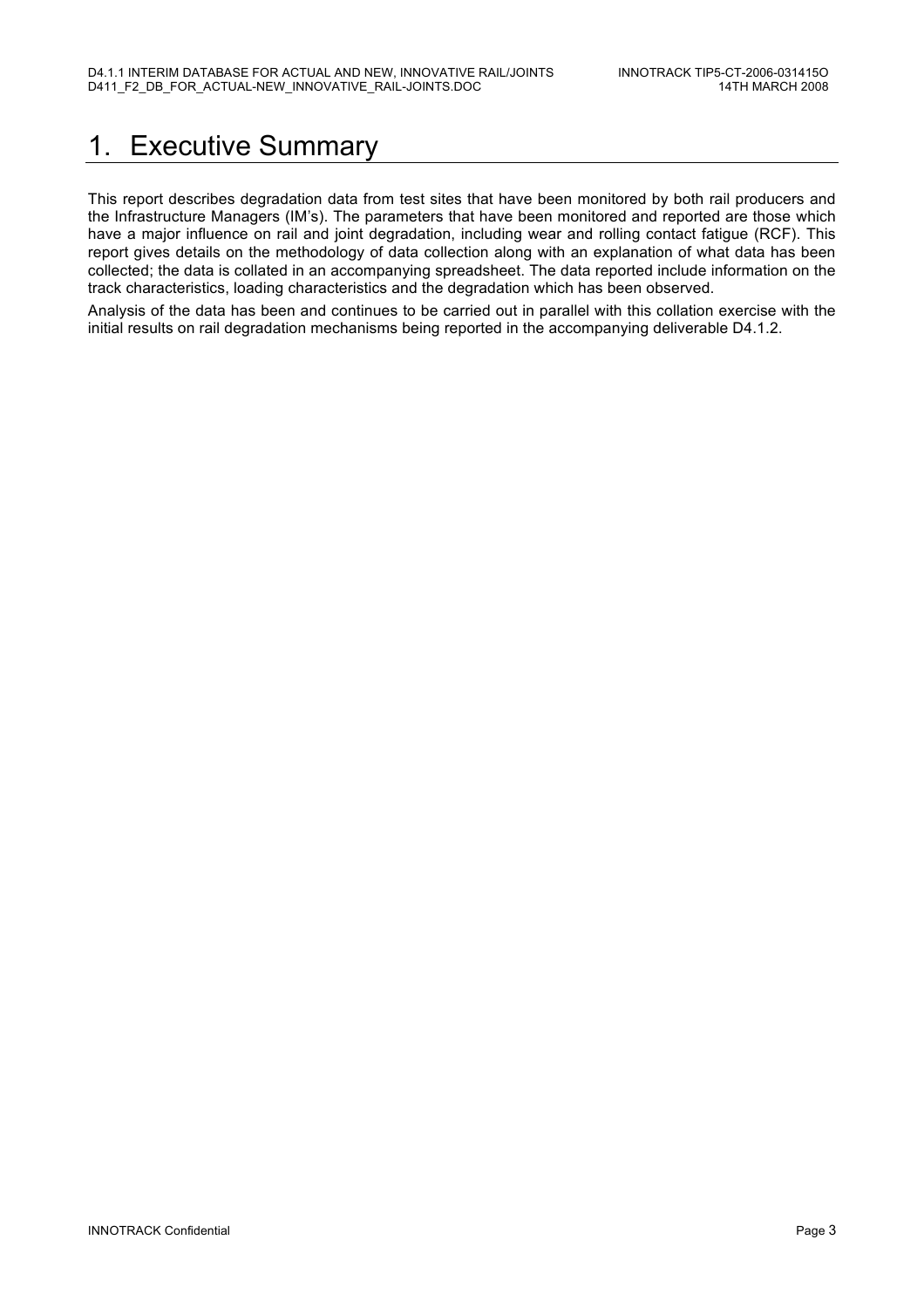# 1. Executive Summary

This report describes degradation data from test sites that have been monitored by both rail producers and the Infrastructure Managers (IM's). The parameters that have been monitored and reported are those which have a major influence on rail and joint degradation, including wear and rolling contact fatigue (RCF). This report gives details on the methodology of data collection along with an explanation of what data has been collected; the data is collated in an accompanying spreadsheet. The data reported include information on the track characteristics, loading characteristics and the degradation which has been observed.

Analysis of the data has been and continues to be carried out in parallel with this collation exercise with the initial results on rail degradation mechanisms being reported in the accompanying deliverable D4.1.2.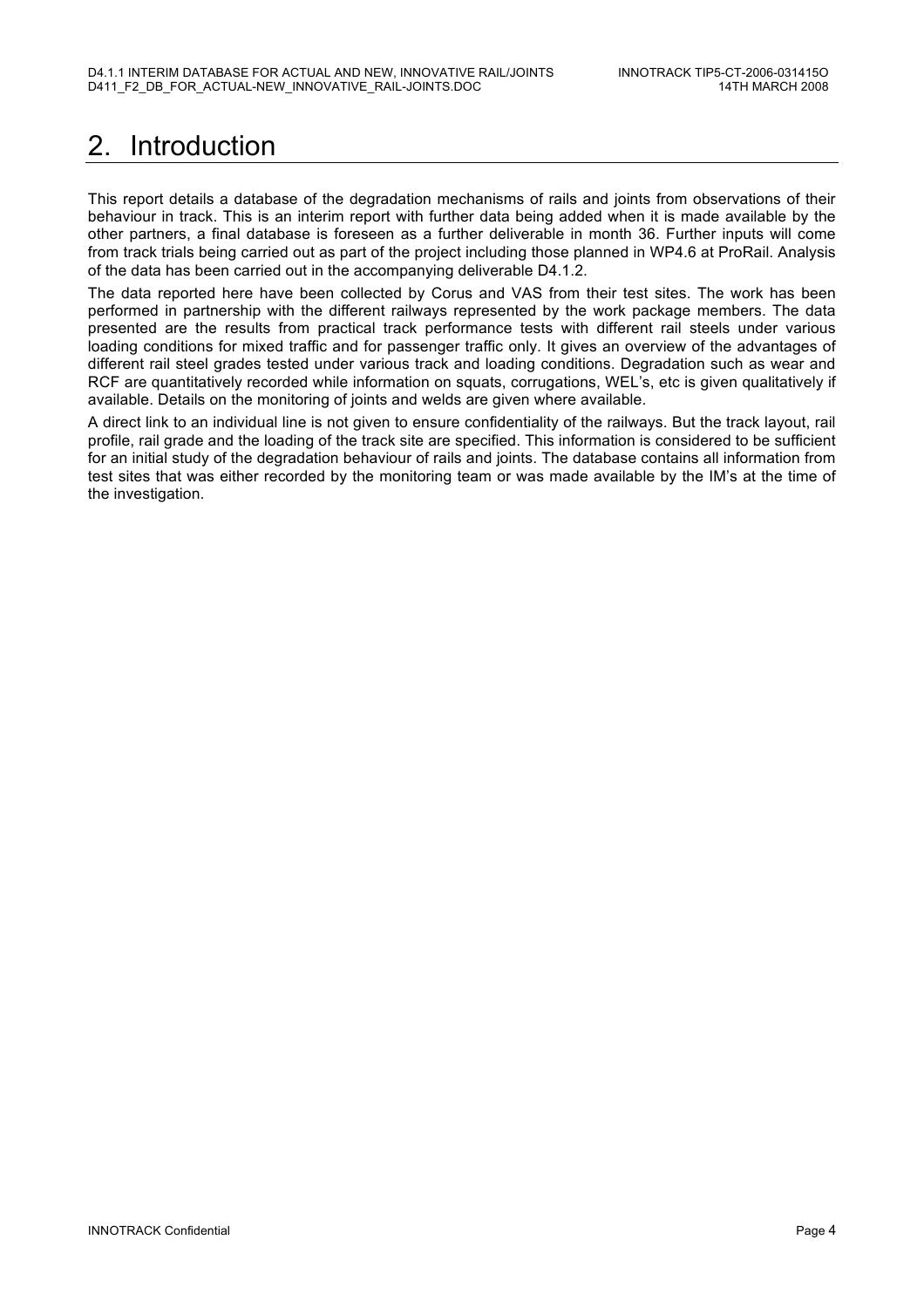# 2. Introduction

This report details a database of the degradation mechanisms of rails and joints from observations of their behaviour in track. This is an interim report with further data being added when it is made available by the other partners, a final database is foreseen as a further deliverable in month 36. Further inputs will come from track trials being carried out as part of the project including those planned in WP4.6 at ProRail. Analysis of the data has been carried out in the accompanying deliverable D4.1.2.

The data reported here have been collected by Corus and VAS from their test sites. The work has been performed in partnership with the different railways represented by the work package members. The data presented are the results from practical track performance tests with different rail steels under various loading conditions for mixed traffic and for passenger traffic only. It gives an overview of the advantages of different rail steel grades tested under various track and loading conditions. Degradation such as wear and RCF are quantitatively recorded while information on squats, corrugations, WEL's, etc is given qualitatively if available. Details on the monitoring of joints and welds are given where available.

A direct link to an individual line is not given to ensure confidentiality of the railways. But the track layout, rail profile, rail grade and the loading of the track site are specified. This information is considered to be sufficient for an initial study of the degradation behaviour of rails and joints. The database contains all information from test sites that was either recorded by the monitoring team or was made available by the IM's at the time of the investigation.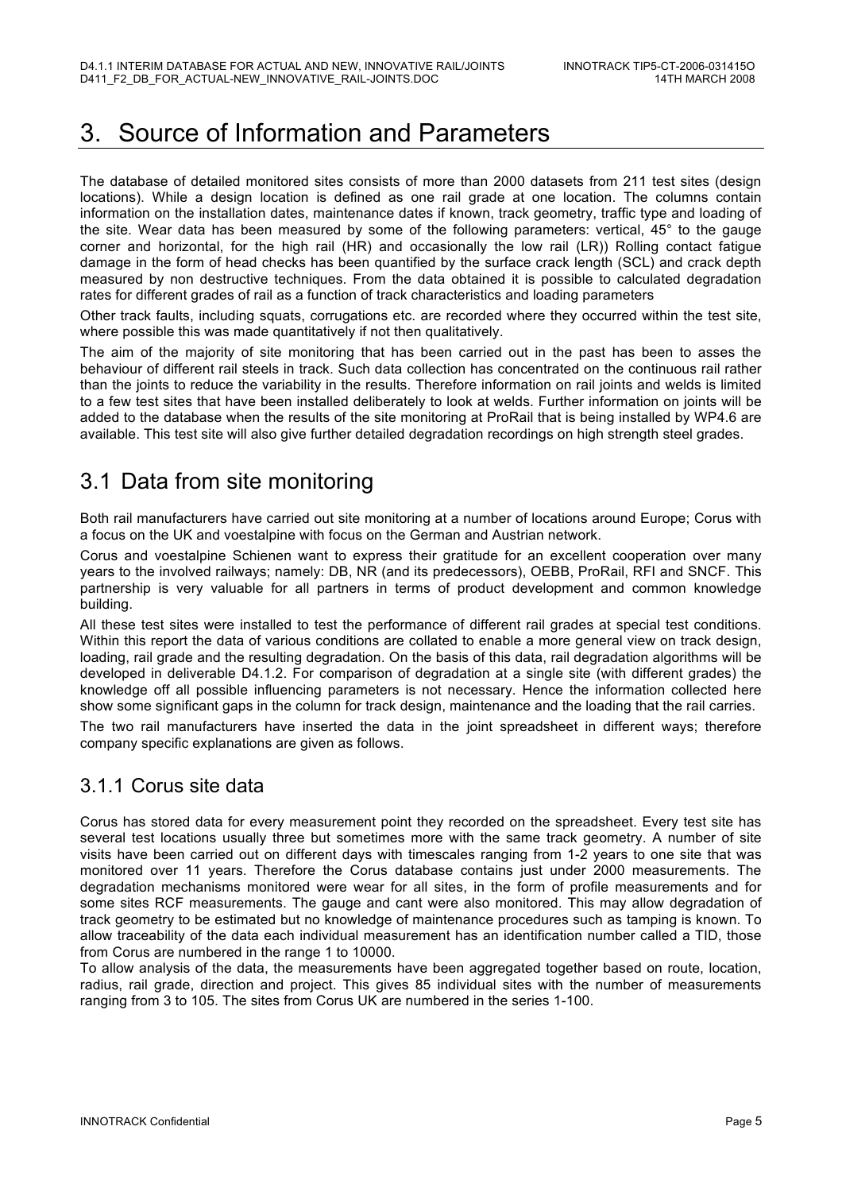# 3. Source of Information and Parameters

The database of detailed monitored sites consists of more than 2000 datasets from 211 test sites (design locations). While a design location is defined as one rail grade at one location. The columns contain information on the installation dates, maintenance dates if known, track geometry, traffic type and loading of the site. Wear data has been measured by some of the following parameters: vertical, 45° to the gauge corner and horizontal, for the high rail (HR) and occasionally the low rail (LR)) Rolling contact fatigue damage in the form of head checks has been quantified by the surface crack length (SCL) and crack depth measured by non destructive techniques. From the data obtained it is possible to calculated degradation rates for different grades of rail as a function of track characteristics and loading parameters

Other track faults, including squats, corrugations etc. are recorded where they occurred within the test site, where possible this was made quantitatively if not then qualitatively.

The aim of the majority of site monitoring that has been carried out in the past has been to asses the behaviour of different rail steels in track. Such data collection has concentrated on the continuous rail rather than the joints to reduce the variability in the results. Therefore information on rail joints and welds is limited to a few test sites that have been installed deliberately to look at welds. Further information on joints will be added to the database when the results of the site monitoring at ProRail that is being installed by WP4.6 are available. This test site will also give further detailed degradation recordings on high strength steel grades.

## 3.1 Data from site monitoring

Both rail manufacturers have carried out site monitoring at a number of locations around Europe; Corus with a focus on the UK and voestalpine with focus on the German and Austrian network.

Corus and voestalpine Schienen want to express their gratitude for an excellent cooperation over many years to the involved railways; namely: DB, NR (and its predecessors), OEBB, ProRail, RFI and SNCF. This partnership is very valuable for all partners in terms of product development and common knowledge building.

All these test sites were installed to test the performance of different rail grades at special test conditions. Within this report the data of various conditions are collated to enable a more general view on track design, loading, rail grade and the resulting degradation. On the basis of this data, rail degradation algorithms will be developed in deliverable D4.1.2. For comparison of degradation at a single site (with different grades) the knowledge off all possible influencing parameters is not necessary. Hence the information collected here show some significant gaps in the column for track design, maintenance and the loading that the rail carries.

The two rail manufacturers have inserted the data in the joint spreadsheet in different ways; therefore company specific explanations are given as follows.

### 3.1.1 Corus site data

Corus has stored data for every measurement point they recorded on the spreadsheet. Every test site has several test locations usually three but sometimes more with the same track geometry. A number of site visits have been carried out on different days with timescales ranging from 1-2 years to one site that was monitored over 11 years. Therefore the Corus database contains just under 2000 measurements. The degradation mechanisms monitored were wear for all sites, in the form of profile measurements and for some sites RCF measurements. The gauge and cant were also monitored. This may allow degradation of track geometry to be estimated but no knowledge of maintenance procedures such as tamping is known. To allow traceability of the data each individual measurement has an identification number called a TID, those from Corus are numbered in the range 1 to 10000.

To allow analysis of the data, the measurements have been aggregated together based on route, location, radius, rail grade, direction and project. This gives 85 individual sites with the number of measurements ranging from 3 to 105. The sites from Corus UK are numbered in the series 1-100.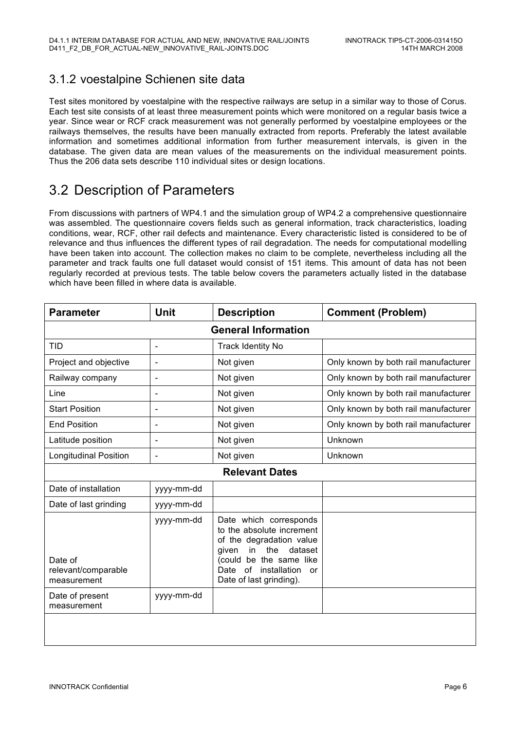### 3.1.2 voestalpine Schienen site data

Test sites monitored by voestalpine with the respective railways are setup in a similar way to those of Corus. Each test site consists of at least three measurement points which were monitored on a regular basis twice a year. Since wear or RCF crack measurement was not generally performed by voestalpine employees or the railways themselves, the results have been manually extracted from reports. Preferably the latest available information and sometimes additional information from further measurement intervals, is given in the database. The given data are mean values of the measurements on the individual measurement points. Thus the 206 data sets describe 110 individual sites or design locations.

## 3.2 Description of Parameters

From discussions with partners of WP4.1 and the simulation group of WP4.2 a comprehensive questionnaire was assembled. The questionnaire covers fields such as general information, track characteristics, loading conditions, wear, RCF, other rail defects and maintenance. Every characteristic listed is considered to be of relevance and thus influences the different types of rail degradation. The needs for computational modelling have been taken into account. The collection makes no claim to be complete, nevertheless including all the parameter and track faults one full dataset would consist of 151 items. This amount of data has not been regularly recorded at previous tests. The table below covers the parameters actually listed in the database which have been filled in where data is available.

| Parameter | Unit | Description | Comment (Problem) |
|---|---|---|---|
| | | **General Information** | |
| TID | - | Track Identity No | |
| Project and objective | - | Not given | Only known by both rail manufacturer |
| Railway company | - | Not given | Only known by both rail manufacturer |
| Line | - | Not given | Only known by both rail manufacturer |
| Start Position | - | Not given | Only known by both rail manufacturer |
| End Position | - | Not given | Only known by both rail manufacturer |
| Latitude position | - | Not given | Unknown |
| Longitudinal Position | - | Not given | Unknown |
| | | **Relevant Dates** | |
| Date of installation | yyyy-mm-dd | | |
| Date of last grinding | yyyy-mm-dd | | |
| Date of relevant/comparable measurement | yyyy-mm-dd | Date which corresponds to the absolute increment of the degradation value given in the dataset (could be the same like Date of installation or Date of last grinding). | |
| Date of present measurement | yyyy-mm-dd | | |
| | | | |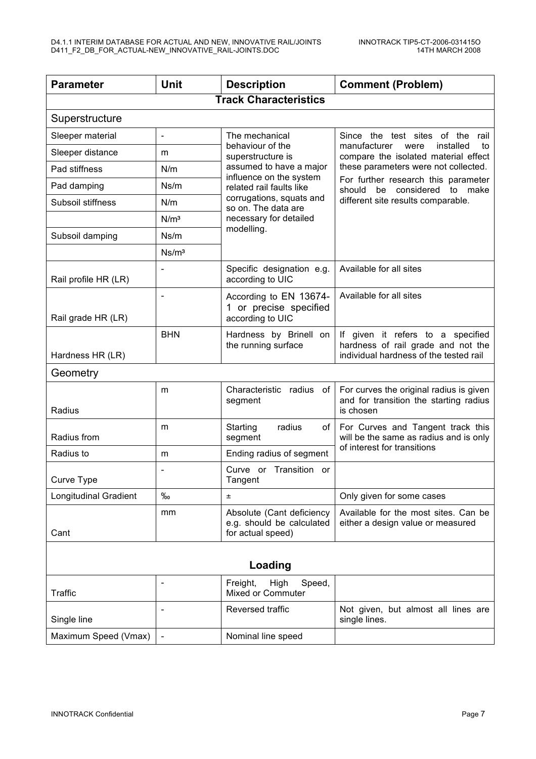| Parameter | Unit | Description | Comment (Problem) |
|---|---|---|---|
| **Track Characteristics** | | | |
| Superstructure | | | |
| Sleeper material | - | The mechanical behaviour of the superstructure is assumed to have a major influence on the system related rail faults like corrugations, squats and so on. The data are necessary for detailed modelling. | Since the test sites of the rail manufacturer were installed to compare the isolated material effect these parameters were not collected. For further research this parameter should be considered to make different site results comparable. |
| Sleeper distance | m | | |
| Pad stiffness | N/m | | |
| Pad damping | Ns/m | | |
| Subsoil stiffness | N/m | | |
| | N/m³ | | |
| Subsoil damping | Ns/m | | |
| | Ns/m³ | | |
| Rail profile HR (LR) | - | Specific designation e.g. according to UIC | Available for all sites |
| Rail grade HR (LR) | - | According to EN 13674-1 or precise specified according to UIC | Available for all sites |
| Hardness HR (LR) | BHN | Hardness by Brinell on the running surface | If given it refers to a specified hardness of rail grade and not the individual hardness of the tested rail |
| Geometry | | | |
| Radius | m | Characteristic radius of segment | For curves the original radius is given and for transition the starting radius is chosen |
| Radius from | m | Starting radius of segment | For Curves and Tangent track this will be the same as radius and is only of interest for transitions |
| Radius to | m | Ending radius of segment | |
| Curve Type | - | Curve or Transition or Tangent | |
| Longitudinal Gradient | ‰ | ± | Only given for some cases |
| Cant | mm | Absolute (Cant deficiency e.g. should be calculated for actual speed) | Available for the most sites. Can be either a design value or measured |
| **Loading** | | | |
| Traffic | - | Freight, High Speed, Mixed or Commuter | |
| Single line | - | Reversed traffic | Not given, but almost all lines are single lines. |
| Maximum Speed (Vmax) | - | Nominal line speed | |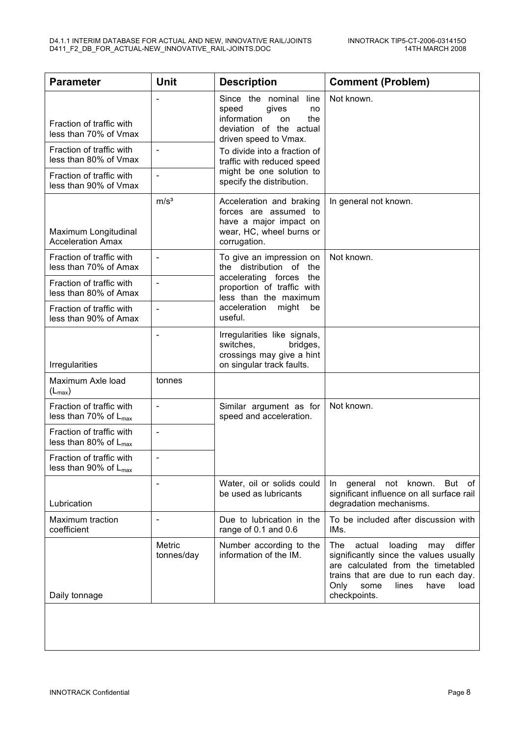| Parameter | Unit | Description | Comment (Problem) |
|---|---|---|---|
| Fraction of traffic with less than 70% of Vmax | - | Since the nominal line speed gives no information on the deviation of the actual driven speed to Vmax. | Not known. |
| Fraction of traffic with less than 80% of Vmax | - | To divide into a fraction of traffic with reduced speed might be one solution to specify the distribution. | |
| Fraction of traffic with less than 90% of Vmax | - | | |
| Maximum Longitudinal Acceleration Amax | m/s³ | Acceleration and braking forces are assumed to have a major impact on wear, HC, wheel burns or corrugation. | In general not known. |
| Fraction of traffic with less than 70% of Amax | - | To give an impression on the distribution of the accelerating forces the proportion of traffic with less than the maximum acceleration might be useful. | Not known. |
| Fraction of traffic with less than 80% of Amax | - | | |
| Fraction of traffic with less than 90% of Amax | - | | |
| Irregularities | - | Irregularities like signals, switches, bridges, crossings may give a hint on singular track faults. | |
| Maximum Axle load ($L_{max}$) | tonnes | | |
| Fraction of traffic with less than 70% of $L_{max}$ | - | Similar argument as for speed and acceleration. | Not known. |
| Fraction of traffic with less than 80% of $L_{max}$ | - | | |
| Fraction of traffic with less than 90% of $L_{max}$ | - | | |
| Lubrication | - | Water, oil or solids could be used as lubricants | In general not known. But of significant influence on all surface rail degradation mechanisms. |
| Maximum traction coefficient | - | Due to lubrication in the range of 0.1 and 0.6 | To be included after discussion with IMs. |
| Daily tonnage | Metric tonnes/day | Number according to the information of the IM. | The actual loading may differ significantly since the values usually are calculated from the timetabled trains that are due to run each day. Only some lines have load checkpoints. |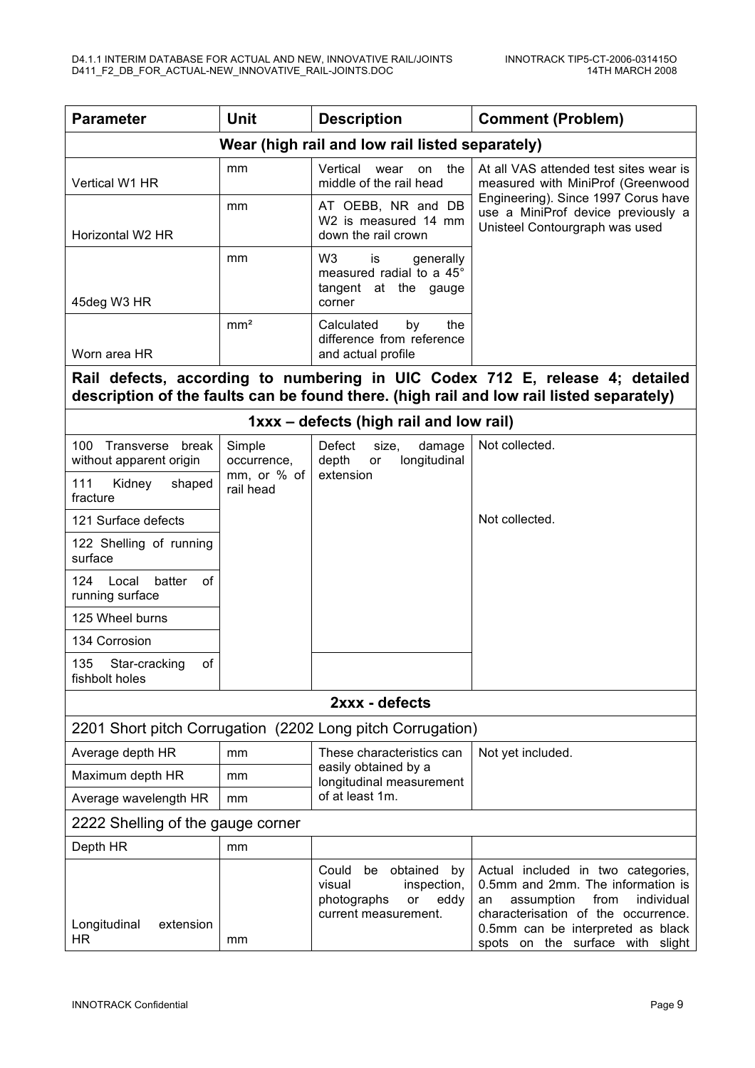| Parameter | Unit | Description | Comment (Problem) |
|---|---|---|---|
| **Wear (high rail and low rail listed separately)** | | | |
| Vertical W1 HR | mm | Vertical wear on the middle of the rail head | At all VAS attended test sites wear is measured with MiniProf (Greenwood Engineering). Since 1997 Corus have use a MiniProf device previously a Unisteel Contourgraph was used |
| Horizontal W2 HR | mm | AT OEBB, NR and DB W2 is measured 14 mm down the rail crown | |
| 45deg W3 HR | mm | W3 is generally measured radial to a 45° tangent at the gauge corner | |
| Worn area HR | mm² | Calculated by the difference from reference and actual profile | |
| **Rail defects, according to numbering in UIC Codex 712 E, release 4; detailed description of the faults can be found there. (high rail and low rail listed separately)** | | | |
| **1xxx – defects (high rail and low rail)** | | | |
| 100 Transverse break without apparent origin | Simple occurrence, mm, or % of rail head | Defect size, damage depth or longitudinal extension | Not collected. |
| 111 Kidney shaped fracture | | | |
| 121 Surface defects | | | Not collected. |
| 122 Shelling of running surface | | | |
| 124 Local batter of running surface | | | |
| 125 Wheel burns | | | |
| 134 Corrosion | | | |
| 135 Star-cracking of fishbolt holes | | | |
| **2xxx - defects** | | | |
| 2201 Short pitch Corrugation (2202 Long pitch Corrugation) | | | |
| Average depth HR | mm | These characteristics can easily obtained by a longitudinal measurement of at least 1m. | Not yet included. |
| Maximum depth HR | mm | | |
| Average wavelength HR | mm | | |
| 2222 Shelling of the gauge corner | | | |
| Depth HR | mm | | |
| Longitudinal extension HR | mm | Could be obtained by visual inspection, photographs or eddy current measurement. | Actual included in two categories, 0.5mm and 2mm. The information is an assumption from individual characterisation of the occurrence. 0.5mm can be interpreted as black spots on the surface with slight |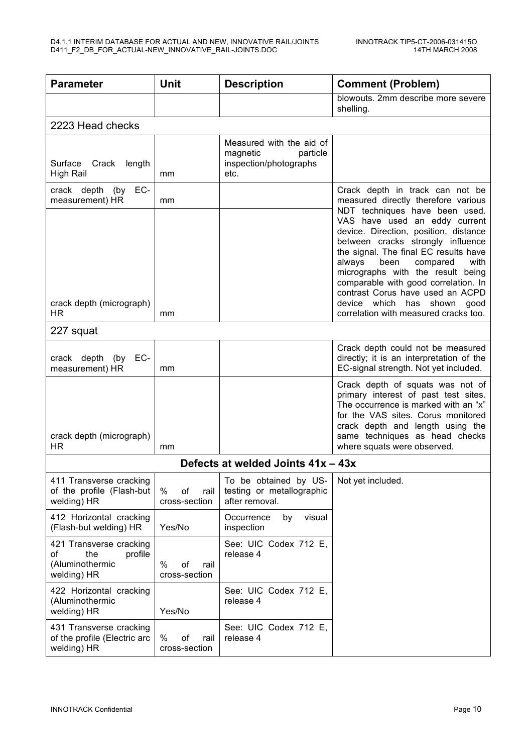| Parameter | Unit | Description | Comment (Problem) |
|---|---|---|---|
| | | | blowouts. 2mm describe more severe shelling. |
| 2223 Head checks | | | |
| Surface Crack length High Rail | mm | Measured with the aid of magnetic particle inspection/photographs etc. | |
| crack depth (by EC-measurement) HR | mm | | Crack depth in track can not be measured directly therefore various NDT techniques have been used. VAS have used an eddy current device. Direction, position, distance between cracks strongly influence the signal. The final EC results have always been compared with micrographs with the result being comparable with good correlation. In contrast Corus have used an ACPD device which has shown good correlation with measured cracks too. |
| crack depth (micrograph) HR | mm | | |
| 227 squat | | | |
| crack depth (by EC-measurement) HR | mm | | Crack depth could not be measured directly; it is an interpretation of the EC-signal strength. Not yet included. |
| crack depth (micrograph) HR | mm | | Crack depth of squats was not of primary interest of past test sites. The occurrence is marked with an "x" for the VAS sites. Corus monitored crack depth and length using the same techniques as head checks where squats were observed. |
| **Defects at welded Joints 41x – 43x** | | | |
| 411 Transverse cracking of the profile (Flash-but welding) HR | % of rail cross-section | To be obtained by US-testing or metallographic after removal. | Not yet included. |
| 412 Horizontal cracking (Flash-but welding) HR | Yes/No | Occurrence by visual inspection | |
| 421 Transverse cracking of the profile (Aluminothermic welding) HR | % of rail cross-section | See: UIC Codex 712 E, release 4 | |
| 422 Horizontal cracking (Aluminothermic welding) HR | Yes/No | See: UIC Codex 712 E, release 4 | |
| 431 Transverse cracking of the profile (Electric arc welding) HR | % of rail cross-section | See: UIC Codex 712 E, release 4 | |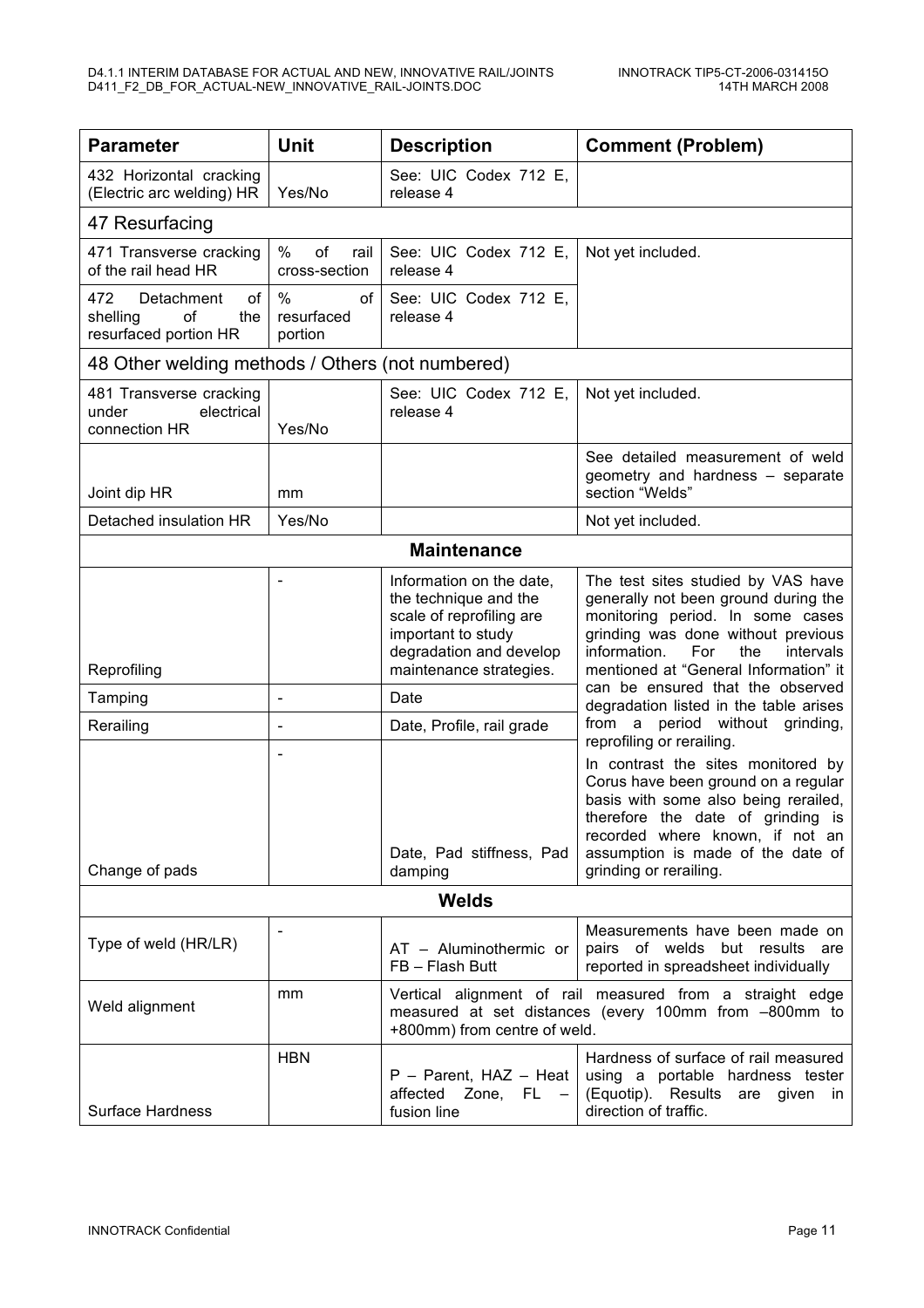| Parameter | Unit | Description | Comment (Problem) |
|---|---|---|---|
| 432 Horizontal cracking (Electric arc welding) HR | Yes/No | See: UIC Codex 712 E, release 4 | |
| 47 Resurfacing | | | |
| 471 Transverse cracking of the rail head HR | % of rail cross-section | See: UIC Codex 712 E, release 4 | Not yet included. |
| 472 Detachment of shelling of the resurfaced portion HR | % of resurfaced portion | See: UIC Codex 712 E, release 4 | |
| 48 Other welding methods / Others (not numbered) | | | |
| 481 Transverse cracking under electrical connection HR | Yes/No | See: UIC Codex 712 E, release 4 | Not yet included. |
| Joint dip HR | mm | | See detailed measurement of weld geometry and hardness – separate section "Welds" |
| Detached insulation HR | Yes/No | | Not yet included. |
| **Maintenance** | | | |
| Reprofiling | - | Information on the date, the technique and the scale of reprofiling are important to study degradation and develop maintenance strategies. | The test sites studied by VAS have generally not been ground during the monitoring period. In some cases grinding was done without previous information. For the intervals mentioned at "General Information" it can be ensured that the observed degradation listed in the table arises from a period without grinding, reprofiling or rerailing. In contrast the sites monitored by Corus have been ground on a regular basis with some also being rerailed, therefore the date of grinding is recorded where known, if not an assumption is made of the date of grinding or rerailing. |
| Tamping | - | Date | |
| Rerailing | - | Date, Profile, rail grade | |
| Change of pads | - | Date, Pad stiffness, Pad damping | |
| **Welds** | | | |
| Type of weld (HR/LR) | - | AT – Aluminothermic or FB – Flash Butt | Measurements have been made on pairs of welds but results are reported in spreadsheet individually |
| Weld alignment | mm | Vertical alignment of rail measured from a straight edge measured at set distances (every 100mm from –800mm to +800mm) from centre of weld. | |
| Surface Hardness | HBN | P – Parent, HAZ – Heat affected Zone, FL – fusion line | Hardness of surface of rail measured using a portable hardness tester (Equotip). Results are given in direction of traffic. |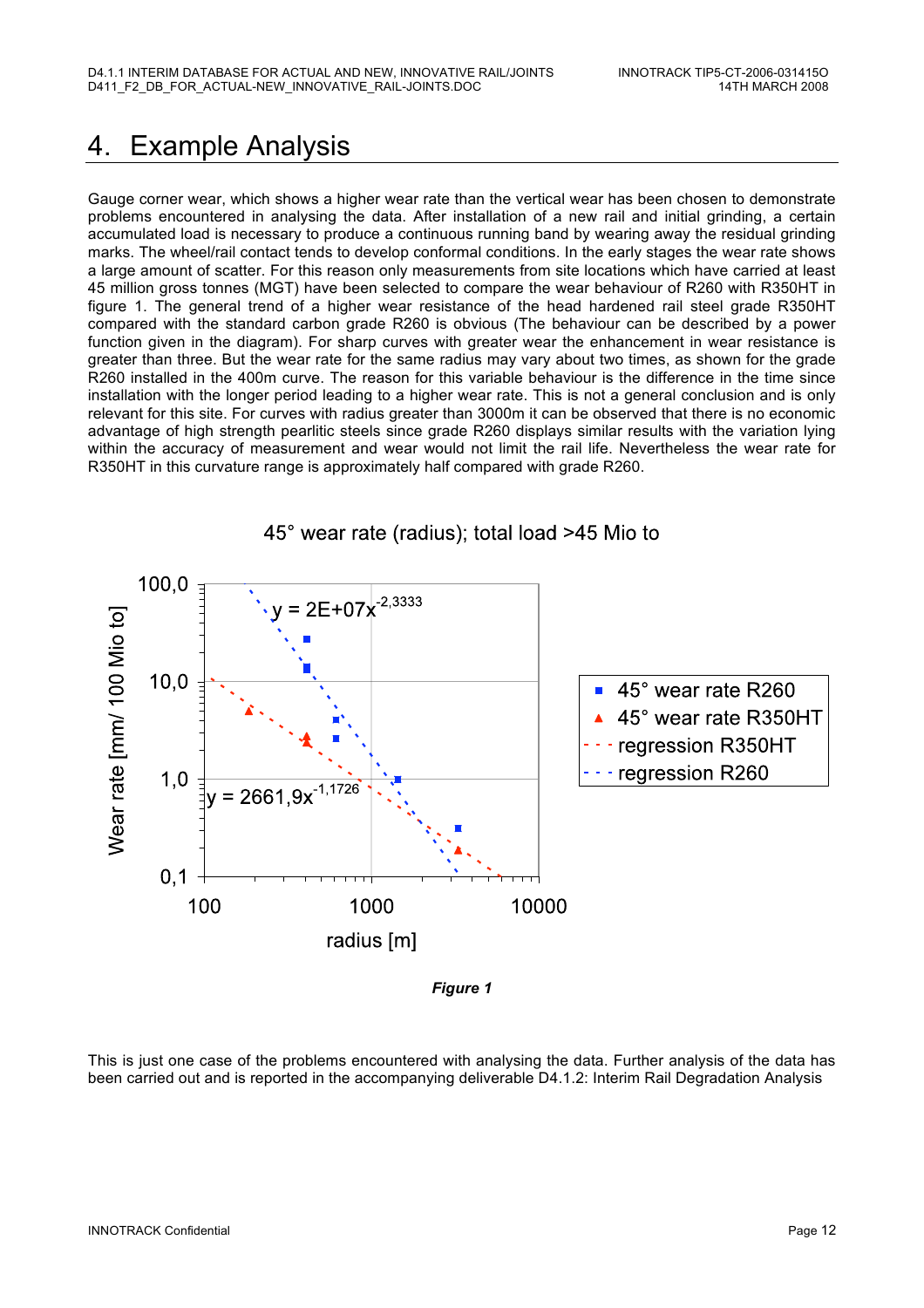# 4. Example Analysis

Gauge corner wear, which shows a higher wear rate than the vertical wear has been chosen to demonstrate problems encountered in analysing the data. After installation of a new rail and initial grinding, a certain accumulated load is necessary to produce a continuous running band by wearing away the residual grinding marks. The wheel/rail contact tends to develop conformal conditions. In the early stages the wear rate shows a large amount of scatter. For this reason only measurements from site locations which have carried at least 45 million gross tonnes (MGT) have been selected to compare the wear behaviour of R260 with R350HT in figure 1. The general trend of a higher wear resistance of the head hardened rail steel grade R350HT compared with the standard carbon grade R260 is obvious (The behaviour can be described by a power function given in the diagram). For sharp curves with greater wear the enhancement in wear resistance is greater than three. But the wear rate for the same radius may vary about two times, as shown for the grade R260 installed in the 400m curve. The reason for this variable behaviour is the difference in the time since installation with the longer period leading to a higher wear rate. This is not a general conclusion and is only relevant for this site. For curves with radius greater than 3000m it can be observed that there is no economic advantage of high strength pearlitic steels since grade R260 displays similar results with the variation lying within the accuracy of measurement and wear would not limit the rail life. Nevertheless the wear rate for R350HT in this curvature range is approximately half compared with grade R260.

45° wear rate (radius); total load >45 Mio to

Wear rate [mm/ 100 Mio to] vs. radius [m]

$y = 2E+07x^{-2,3333}$

$y = 2661,9x^{-1,1726}$

Legend: 45° wear rate R260; 45° wear rate R350HT; regression R350HT; regression R260

*Figure 1*

This is just one case of the problems encountered with analysing the data. Further analysis of the data has been carried out and is reported in the accompanying deliverable D4.1.2: Interim Rail Degradation Analysis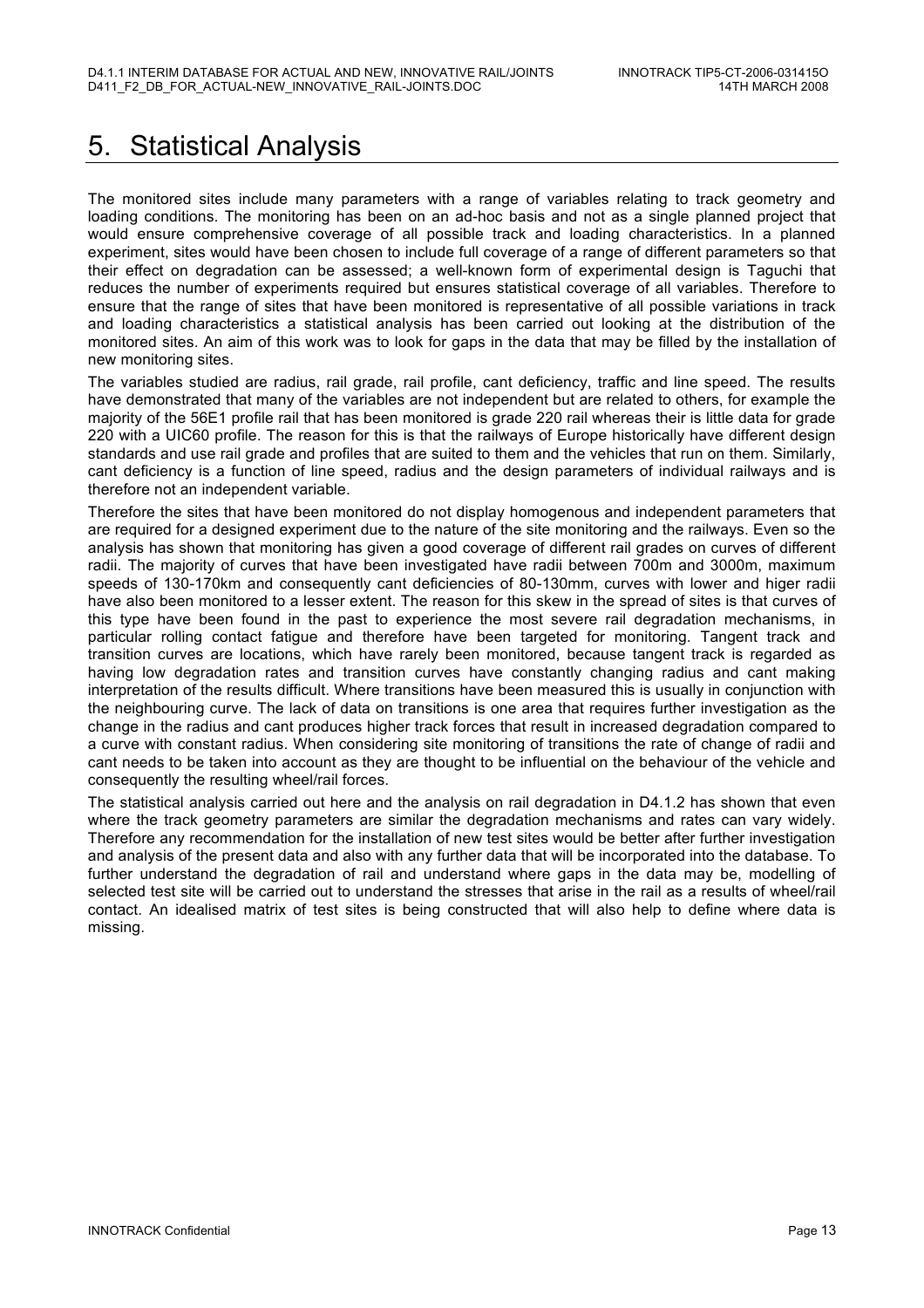# 5. Statistical Analysis

The monitored sites include many parameters with a range of variables relating to track geometry and loading conditions. The monitoring has been on an ad-hoc basis and not as a single planned project that would ensure comprehensive coverage of all possible track and loading characteristics. In a planned experiment, sites would have been chosen to include full coverage of a range of different parameters so that their effect on degradation can be assessed; a well-known form of experimental design is Taguchi that reduces the number of experiments required but ensures statistical coverage of all variables. Therefore to ensure that the range of sites that have been monitored is representative of all possible variations in track and loading characteristics a statistical analysis has been carried out looking at the distribution of the monitored sites. An aim of this work was to look for gaps in the data that may be filled by the installation of new monitoring sites.

The variables studied are radius, rail grade, rail profile, cant deficiency, traffic and line speed. The results have demonstrated that many of the variables are not independent but are related to others, for example the majority of the 56E1 profile rail that has been monitored is grade 220 rail whereas their is little data for grade 220 with a UIC60 profile. The reason for this is that the railways of Europe historically have different design standards and use rail grade and profiles that are suited to them and the vehicles that run on them. Similarly, cant deficiency is a function of line speed, radius and the design parameters of individual railways and is therefore not an independent variable.

Therefore the sites that have been monitored do not display homogenous and independent parameters that are required for a designed experiment due to the nature of the site monitoring and the railways. Even so the analysis has shown that monitoring has given a good coverage of different rail grades on curves of different radii. The majority of curves that have been investigated have radii between 700m and 3000m, maximum speeds of 130-170km and consequently cant deficiencies of 80-130mm, curves with lower and higer radii have also been monitored to a lesser extent. The reason for this skew in the spread of sites is that curves of this type have been found in the past to experience the most severe rail degradation mechanisms, in particular rolling contact fatigue and therefore have been targeted for monitoring. Tangent track and transition curves are locations, which have rarely been monitored, because tangent track is regarded as having low degradation rates and transition curves have constantly changing radius and cant making interpretation of the results difficult. Where transitions have been measured this is usually in conjunction with the neighbouring curve. The lack of data on transitions is one area that requires further investigation as the change in the radius and cant produces higher track forces that result in increased degradation compared to a curve with constant radius. When considering site monitoring of transitions the rate of change of radii and cant needs to be taken into account as they are thought to be influential on the behaviour of the vehicle and consequently the resulting wheel/rail forces.

The statistical analysis carried out here and the analysis on rail degradation in D4.1.2 has shown that even where the track geometry parameters are similar the degradation mechanisms and rates can vary widely. Therefore any recommendation for the installation of new test sites would be better after further investigation and analysis of the present data and also with any further data that will be incorporated into the database. To further understand the degradation of rail and understand where gaps in the data may be, modelling of selected test site will be carried out to understand the stresses that arise in the rail as a results of wheel/rail contact. An idealised matrix of test sites is being constructed that will also help to define where data is missing.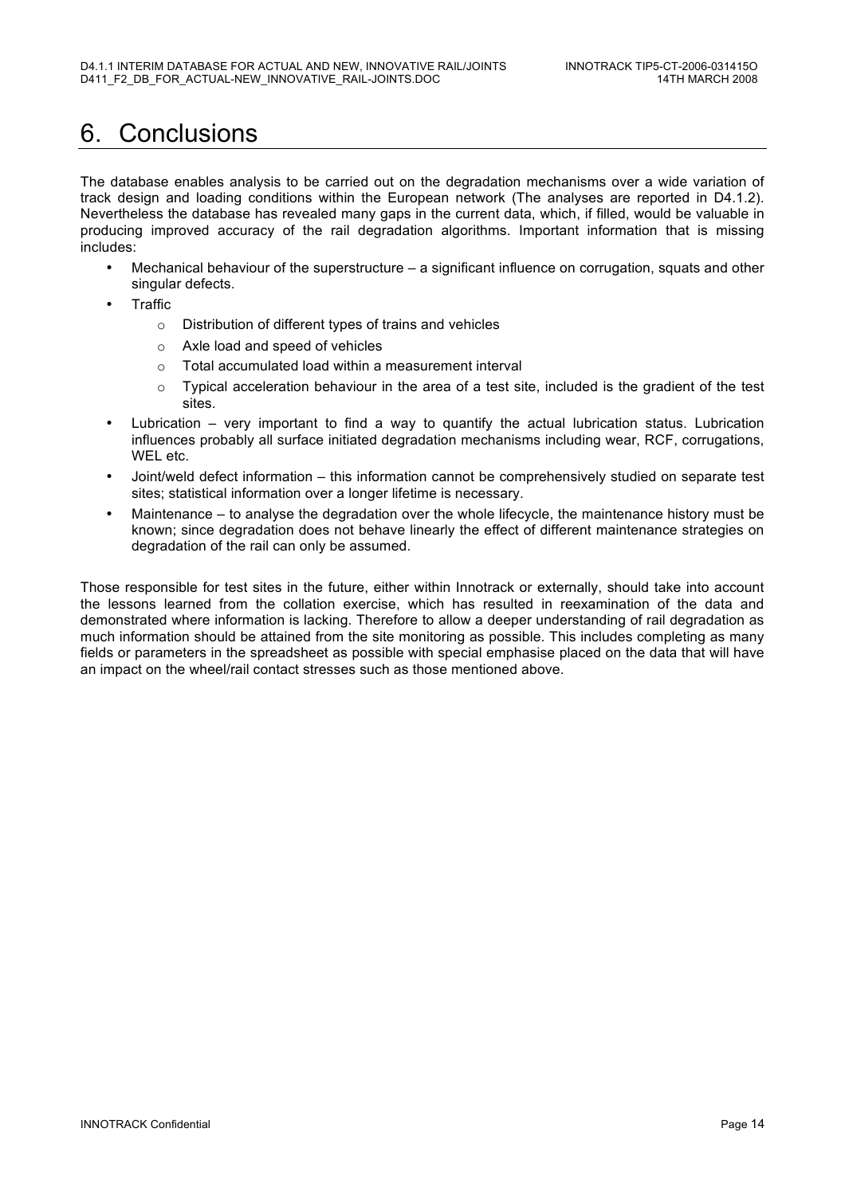# 6. Conclusions

The database enables analysis to be carried out on the degradation mechanisms over a wide variation of track design and loading conditions within the European network (The analyses are reported in D4.1.2). Nevertheless the database has revealed many gaps in the current data, which, if filled, would be valuable in producing improved accuracy of the rail degradation algorithms. Important information that is missing includes:

- Mechanical behaviour of the superstructure – a significant influence on corrugation, squats and other singular defects.
- Traffic
    - Distribution of different types of trains and vehicles
    - Axle load and speed of vehicles
    - Total accumulated load within a measurement interval
    - Typical acceleration behaviour in the area of a test site, included is the gradient of the test sites.
- Lubrication – very important to find a way to quantify the actual lubrication status. Lubrication influences probably all surface initiated degradation mechanisms including wear, RCF, corrugations, WEL etc.
- Joint/weld defect information – this information cannot be comprehensively studied on separate test sites; statistical information over a longer lifetime is necessary.
- Maintenance – to analyse the degradation over the whole lifecycle, the maintenance history must be known; since degradation does not behave linearly the effect of different maintenance strategies on degradation of the rail can only be assumed.

Those responsible for test sites in the future, either within Innotrack or externally, should take into account the lessons learned from the collation exercise, which has resulted in reexamination of the data and demonstrated where information is lacking. Therefore to allow a deeper understanding of rail degradation as much information should be attained from the site monitoring as possible. This includes completing as many fields or parameters in the spreadsheet as possible with special emphasise placed on the data that will have an impact on the wheel/rail contact stresses such as those mentioned above.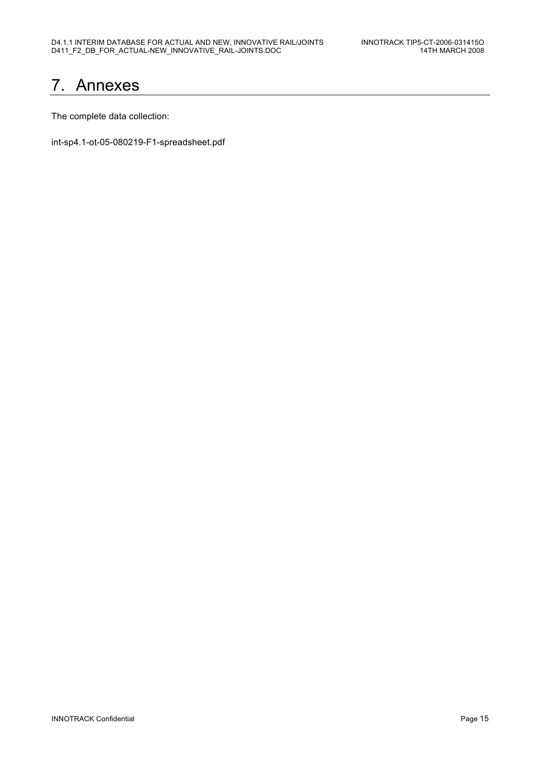# 7. Annexes

The complete data collection:

int-sp4.1-ot-05-080219-F1-spreadsheet.pdf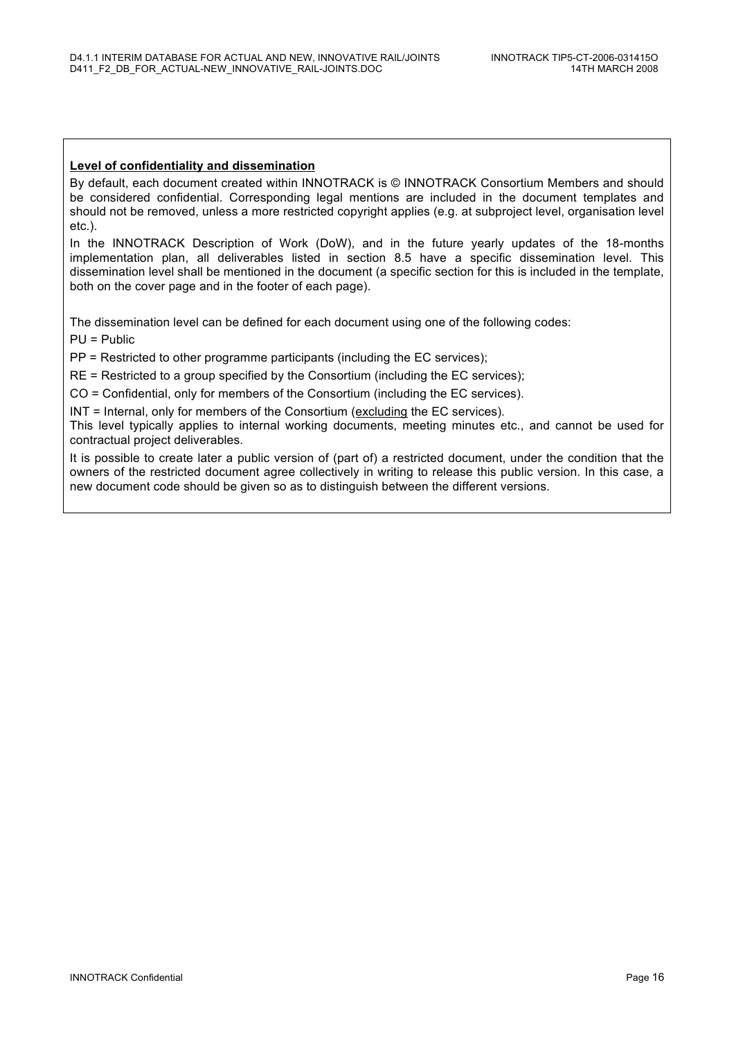**Level of confidentiality and dissemination**

By default, each document created within INNOTRACK is © INNOTRACK Consortium Members and should be considered confidential. Corresponding legal mentions are included in the document templates and should not be removed, unless a more restricted copyright applies (e.g. at subproject level, organisation level etc.).

In the INNOTRACK Description of Work (DoW), and in the future yearly updates of the 18-months implementation plan, all deliverables listed in section 8.5 have a specific dissemination level. This dissemination level shall be mentioned in the document (a specific section for this is included in the template, both on the cover page and in the footer of each page).

The dissemination level can be defined for each document using one of the following codes:

PU = Public

PP = Restricted to other programme participants (including the EC services);

RE = Restricted to a group specified by the Consortium (including the EC services);

CO = Confidential, only for members of the Consortium (including the EC services).

INT = Internal, only for members of the Consortium (excluding the EC services).
This level typically applies to internal working documents, meeting minutes etc., and cannot be used for contractual project deliverables.

It is possible to create later a public version of (part of) a restricted document, under the condition that the owners of the restricted document agree collectively in writing to release this public version. In this case, a new document code should be given so as to distinguish between the different versions.